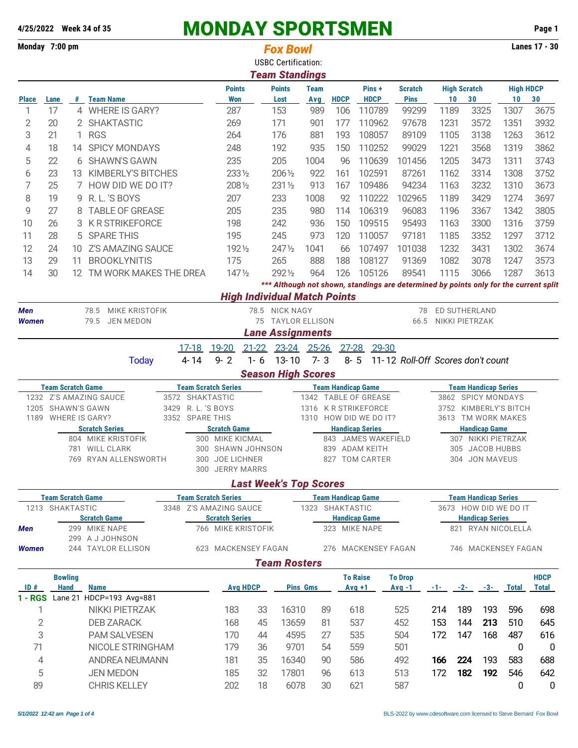**4/25/2022 Week 34 of 35**

# MONDAY SPORTSMEN

**Monday 7:00 pm** — ***Fox Bowl*** — **Lanes 17 - 30**

USBC Certification:

## Team Standings

| Place | Lane | # | Team Name | Points Won | Points Lost | Team Avg | HDCP | Pins + HDCP | Scratch Pins | High Scratch 10 | High Scratch 30 | High HDCP 10 | High HDCP 30 |
|---|---|---|---|---|---|---|---|---|---|---|---|---|---|
| 1 | 17 | 4 | WHERE IS GARY? | 287 | 153 | 989 | 106 | 110789 | 99299 | 1189 | 3325 | 1307 | 3675 |
| 2 | 20 | 2 | SHAKTASTIC | 269 | 171 | 901 | 177 | 110962 | 97678 | 1231 | 3572 | 1351 | 3932 |
| 3 | 21 | 1 | RGS | 264 | 176 | 881 | 193 | 108057 | 89109 | 1105 | 3138 | 1263 | 3612 |
| 4 | 18 | 14 | SPICY MONDAYS | 248 | 192 | 935 | 150 | 110252 | 99029 | 1221 | 3568 | 1319 | 3862 |
| 5 | 22 | 6 | SHAWN'S GAWN | 235 | 205 | 1004 | 96 | 110639 | 101456 | 1205 | 3473 | 1311 | 3743 |
| 6 | 23 | 13 | KIMBERLY'S BITCHES | 233½ | 206½ | 922 | 161 | 102591 | 87261 | 1162 | 3314 | 1308 | 3752 |
| 7 | 25 | 7 | HOW DID WE DO IT? | 208½ | 231½ | 913 | 167 | 109486 | 94234 | 1163 | 3232 | 1310 | 3673 |
| 8 | 19 | 9 | R. L. 'S BOYS | 207 | 233 | 1008 | 92 | 110222 | 102965 | 1189 | 3429 | 1274 | 3697 |
| 9 | 27 | 8 | TABLE OF GREASE | 205 | 235 | 980 | 114 | 106319 | 96083 | 1196 | 3367 | 1342 | 3805 |
| 10 | 26 | 3 | K R STRIKEFORCE | 198 | 242 | 936 | 150 | 109515 | 95493 | 1163 | 3300 | 1316 | 3759 |
| 11 | 28 | 5 | SPARE THIS | 195 | 245 | 973 | 120 | 110057 | 97181 | 1185 | 3352 | 1297 | 3712 |
| 12 | 24 | 10 | Z'S AMAZING SAUCE | 192½ | 247½ | 1041 | 66 | 107497 | 101038 | 1232 | 3431 | 1302 | 3674 |
| 13 | 29 | 11 | BROOKLYNITIS | 175 | 265 | 888 | 188 | 108127 | 91369 | 1082 | 3078 | 1247 | 3573 |
| 14 | 30 | 12 | TM WORK MAKES THE DREA | 147½ | 292½ | 964 | 126 | 105126 | 89541 | 1115 | 3066 | 1287 | 3613 |

****** Although not shown, standings are determined by points only for the current split***

## High Individual Match Points

| | | | |
|---|---|---|---|
| **Men** | 78.5 MIKE KRISTOFIK | 78.5 NICK NAGY | 78 ED SUTHERLAND |
| **Women** | 79.5 JEN MEDON | 75 TAYLOR ELLISON | 66.5 NIKKI PIETRZAK |

## Lane Assignments

| | 17-18 | 19-20 | 21-22 | 23-24 | 25-26 | 27-28 | 29-30 |
|---|---|---|---|---|---|---|---|
| Today | 4-14 | 9-2 | 1-6 | 13-10 | 7-3 | 8-5 | 11-12 *Roll-Off Scores don't count* |

## Season High Scores

| Team Scratch Game | Team Scratch Series | Team Handicap Game | Team Handicap Series |
|---|---|---|---|
| 1232 Z'S AMAZING SAUCE | 3572 SHAKTASTIC | 1342 TABLE OF GREASE | 3862 SPICY MONDAYS |
| 1205 SHAWN'S GAWN | 3429 R. L. 'S BOYS | 1316 K R STRIKEFORCE | 3752 KIMBERLY'S BITCH |
| 1189 WHERE IS GARY? | 3352 SPARE THIS | 1310 HOW DID WE DO IT? | 3613 TM WORK MAKES |

| Scratch Series | Scratch Game | Handicap Series | Handicap Game |
|---|---|---|---|
| 804 MIKE KRISTOFIK | 300 MIKE KICMAL | 843 JAMES WAKEFIELD | 307 NIKKI PIETRZAK |
| 781 WILL CLARK | 300 SHAWN JOHNSON | 839 ADAM KEITH | 305 JACOB HUBBS |
| 769 RYAN ALLENSWORTH | 300 JOE LICHNER | 827 TOM CARTER | 304 JON MAVEUS |
| | 300 JERRY MARRS | | |

## Last Week's Top Scores

| Team Scratch Game | Team Scratch Series | Team Handicap Game | Team Handicap Series |
|---|---|---|---|
| 1213 SHAKTASTIC | 3348 Z'S AMAZING SAUCE | 1323 SHAKTASTIC | 3673 HOW DID WE DO IT |

| | Scratch Game | Scratch Series | Handicap Game | Handicap Series |
|---|---|---|---|---|
| **Men** | 299 MIKE NAPE | 766 MIKE KRISTOFIK | 323 MIKE NAPE | 821 RYAN NICOLELLA |
| | 299 A J JOHNSON | | | |
| **Women** | 244 TAYLOR ELLISON | 623 MACKENSEY FAGAN | 276 MACKENSEY FAGAN | 746 MACKENSEY FAGAN |

## Team Rosters

**1 - RGS** Lane 21 HDCP=193 Avg=881

| ID # | Bowling Hand | Name | Avg | HDCP | Pins | Gms | To Raise Avg +1 | To Drop Avg -1 | -1- | -2- | -3- | Total | HDCP Total |
|---|---|---|---|---|---|---|---|---|---|---|---|---|---|
| 1 | | NIKKI PIETRZAK | 183 | 33 | 16310 | 89 | 618 | 525 | 214 | 189 | 193 | 596 | 698 |
| 2 | | DEB ZARACK | 168 | 45 | 13659 | 81 | 537 | 452 | 153 | 144 | **213** | 510 | 645 |
| 3 | | PAM SALVESEN | 170 | 44 | 4595 | 27 | 535 | 504 | 172 | 147 | 168 | 487 | 616 |
| 71 | | NICOLE STRINGHAM | 179 | 36 | 9701 | 54 | 559 | 501 | | | | 0 | 0 |
| 4 | | ANDREA NEUMANN | 181 | 35 | 16340 | 90 | 586 | 492 | **166** | **224** | 193 | 583 | 688 |
| 5 | | JEN MEDON | 185 | 32 | 17801 | 96 | 613 | 513 | 172 | **182** | **192** | 546 | 642 |
| 89 | | CHRIS KELLEY | 202 | 18 | 6078 | 30 | 621 | 587 | | | | 0 | 0 |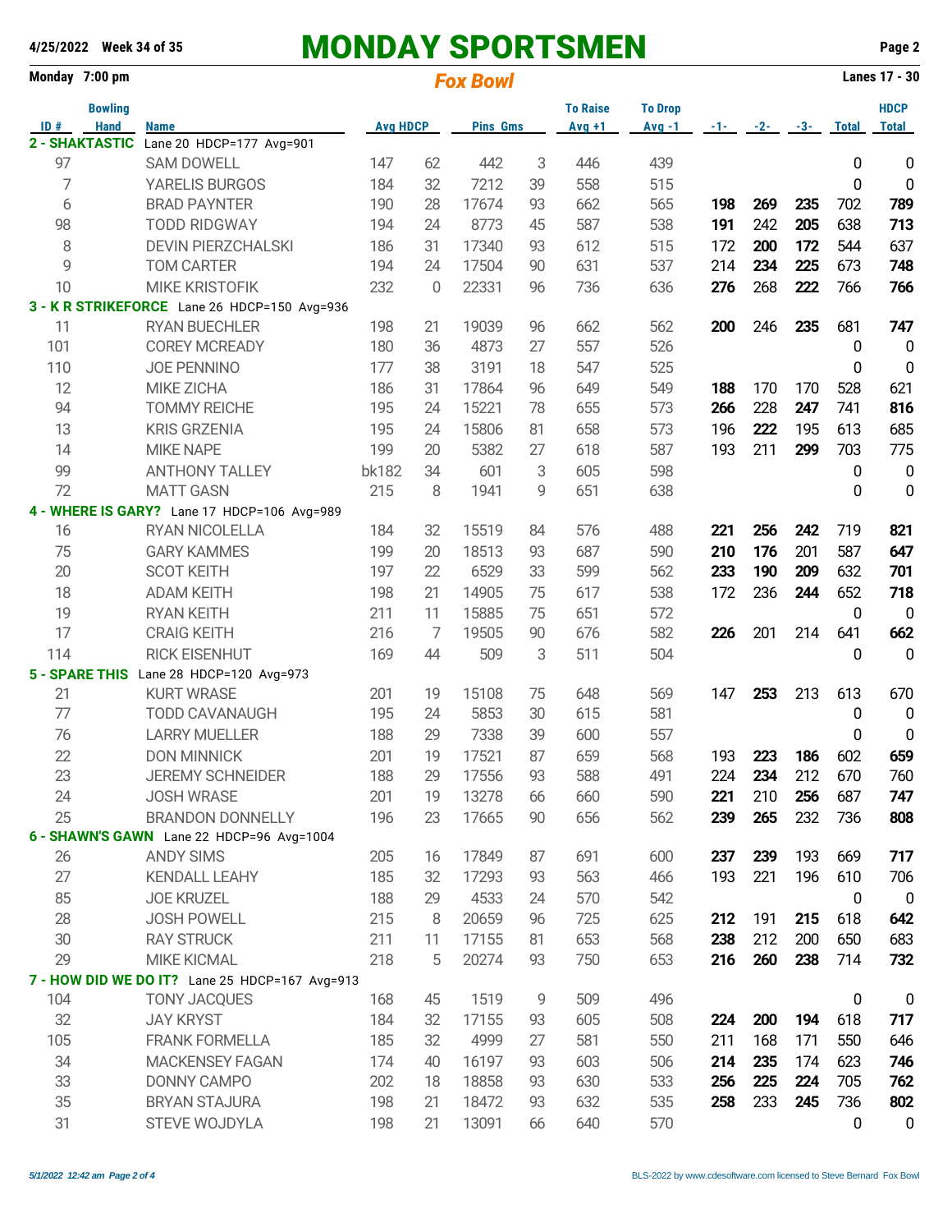# MONDAY SPORTSMEN

4/25/2022 Week 34 of 35

Monday 7:00 pm — *Fox Bowl* — Lanes 17 - 30

| ID # | Bowling Hand | Name | Avg | HDCP | Pins | Gms | To Raise Avg +1 | To Drop Avg -1 | -1- | -2- | -3- | Total | HDCP Total |
|---|---|---|---|---|---|---|---|---|---|---|---|---|---|
| **2 - SHAKTASTIC** | | Lane 20 HDCP=177 Avg=901 | | | | | | | | | | | |
| 97 | | SAM DOWELL | 147 | 62 | 442 | 3 | 446 | 439 | | | | 0 | 0 |
| 7 | | YARELIS BURGOS | 184 | 32 | 7212 | 39 | 558 | 515 | | | | 0 | 0 |
| 6 | | BRAD PAYNTER | 190 | 28 | 17674 | 93 | 662 | 565 | **198** | **269** | **235** | 702 | **789** |
| 98 | | TODD RIDGWAY | 194 | 24 | 8773 | 45 | 587 | 538 | **191** | 242 | **205** | 638 | **713** |
| 8 | | DEVIN PIERZCHALSKI | 186 | 31 | 17340 | 93 | 612 | 515 | 172 | **200** | 172 | 544 | 637 |
| 9 | | TOM CARTER | 194 | 24 | 17504 | 90 | 631 | 537 | 214 | **234** | **225** | 673 | **748** |
| 10 | | MIKE KRISTOFIK | 232 | 0 | 22331 | 96 | 736 | 636 | **276** | 268 | **222** | 766 | **766** |
| **3 - K R STRIKEFORCE** | | Lane 26 HDCP=150 Avg=936 | | | | | | | | | | | |
| 11 | | RYAN BUECHLER | 198 | 21 | 19039 | 96 | 662 | 562 | **200** | 246 | **235** | 681 | **747** |
| 101 | | COREY MCREADY | 180 | 36 | 4873 | 27 | 557 | 526 | | | | 0 | 0 |
| 110 | | JOE PENNINO | 177 | 38 | 3191 | 18 | 547 | 525 | | | | 0 | 0 |
| 12 | | MIKE ZICHA | 186 | 31 | 17864 | 96 | 649 | 549 | **188** | 170 | 170 | 528 | 621 |
| 94 | | TOMMY REICHE | 195 | 24 | 15221 | 78 | 655 | 573 | **266** | 228 | **247** | 741 | **816** |
| 13 | | KRIS GRZENIA | 195 | 24 | 15806 | 81 | 658 | 573 | 196 | **222** | 195 | 613 | 685 |
| 14 | | MIKE NAPE | 199 | 20 | 5382 | 27 | 618 | 587 | 193 | 211 | **299** | 703 | 775 |
| 99 | | ANTHONY TALLEY | bk182 | 34 | 601 | 3 | 605 | 598 | | | | 0 | 0 |
| 72 | | MATT GASN | 215 | 8 | 1941 | 9 | 651 | 638 | | | | 0 | 0 |
| **4 - WHERE IS GARY?** | | Lane 17 HDCP=106 Avg=989 | | | | | | | | | | | |
| 16 | | RYAN NICOLELLA | 184 | 32 | 15519 | 84 | 576 | 488 | **221** | **256** | **242** | 719 | **821** |
| 75 | | GARY KAMMES | 199 | 20 | 18513 | 93 | 687 | 590 | **210** | **176** | 201 | 587 | **647** |
| 20 | | SCOT KEITH | 197 | 22 | 6529 | 33 | 599 | 562 | **233** | **190** | **209** | 632 | **701** |
| 18 | | ADAM KEITH | 198 | 21 | 14905 | 75 | 617 | 538 | 172 | 236 | **244** | 652 | **718** |
| 19 | | RYAN KEITH | 211 | 11 | 15885 | 75 | 651 | 572 | | | | 0 | 0 |
| 17 | | CRAIG KEITH | 216 | 7 | 19505 | 90 | 676 | 582 | **226** | 201 | 214 | 641 | **662** |
| 114 | | RICK EISENHUT | 169 | 44 | 509 | 3 | 511 | 504 | | | | 0 | 0 |
| **5 - SPARE THIS** | | Lane 28 HDCP=120 Avg=973 | | | | | | | | | | | |
| 21 | | KURT WRASE | 201 | 19 | 15108 | 75 | 648 | 569 | 147 | **253** | 213 | 613 | 670 |
| 77 | | TODD CAVANAUGH | 195 | 24 | 5853 | 30 | 615 | 581 | | | | 0 | 0 |
| 76 | | LARRY MUELLER | 188 | 29 | 7338 | 39 | 600 | 557 | | | | 0 | 0 |
| 22 | | DON MINNICK | 201 | 19 | 17521 | 87 | 659 | 568 | 193 | **223** | **186** | 602 | **659** |
| 23 | | JEREMY SCHNEIDER | 188 | 29 | 17556 | 93 | 588 | 491 | 224 | **234** | 212 | 670 | 760 |
| 24 | | JOSH WRASE | 201 | 19 | 13278 | 66 | 660 | 590 | **221** | 210 | **256** | 687 | **747** |
| 25 | | BRANDON DONNELLY | 196 | 23 | 17665 | 90 | 656 | 562 | **239** | **265** | 232 | 736 | **808** |
| **6 - SHAWN'S GAWN** | | Lane 22 HDCP=96 Avg=1004 | | | | | | | | | | | |
| 26 | | ANDY SIMS | 205 | 16 | 17849 | 87 | 691 | 600 | **237** | **239** | 193 | 669 | **717** |
| 27 | | KENDALL LEAHY | 185 | 32 | 17293 | 93 | 563 | 466 | 193 | 221 | 196 | 610 | 706 |
| 85 | | JOE KRUZEL | 188 | 29 | 4533 | 24 | 570 | 542 | | | | 0 | 0 |
| 28 | | JOSH POWELL | 215 | 8 | 20659 | 96 | 725 | 625 | **212** | 191 | **215** | 618 | **642** |
| 30 | | RAY STRUCK | 211 | 11 | 17155 | 81 | 653 | 568 | **238** | 212 | 200 | 650 | 683 |
| 29 | | MIKE KICMAL | 218 | 5 | 20274 | 93 | 750 | 653 | **216** | **260** | **238** | 714 | **732** |
| **7 - HOW DID WE DO IT?** | | Lane 25 HDCP=167 Avg=913 | | | | | | | | | | | |
| 104 | | TONY JACQUES | 168 | 45 | 1519 | 9 | 509 | 496 | | | | 0 | 0 |
| 32 | | JAY KRYST | 184 | 32 | 17155 | 93 | 605 | 508 | **224** | **200** | **194** | 618 | **717** |
| 105 | | FRANK FORMELLA | 185 | 32 | 4999 | 27 | 581 | 550 | 211 | 168 | 171 | 550 | 646 |
| 34 | | MACKENSEY FAGAN | 174 | 40 | 16197 | 93 | 603 | 506 | **214** | **235** | 174 | 623 | **746** |
| 33 | | DONNY CAMPO | 202 | 18 | 18858 | 93 | 630 | 533 | **256** | **225** | **224** | 705 | **762** |
| 35 | | BRYAN STAJURA | 198 | 21 | 18472 | 93 | 632 | 535 | **258** | 233 | **245** | 736 | **802** |
| 31 | | STEVE WOJDYLA | 198 | 21 | 13091 | 66 | 640 | 570 | | | | 0 | 0 |

*5/1/2022 12:42 am*

BLS-2022 by www.cdesoftware.com licensed to Steve Bernard Fox Bowl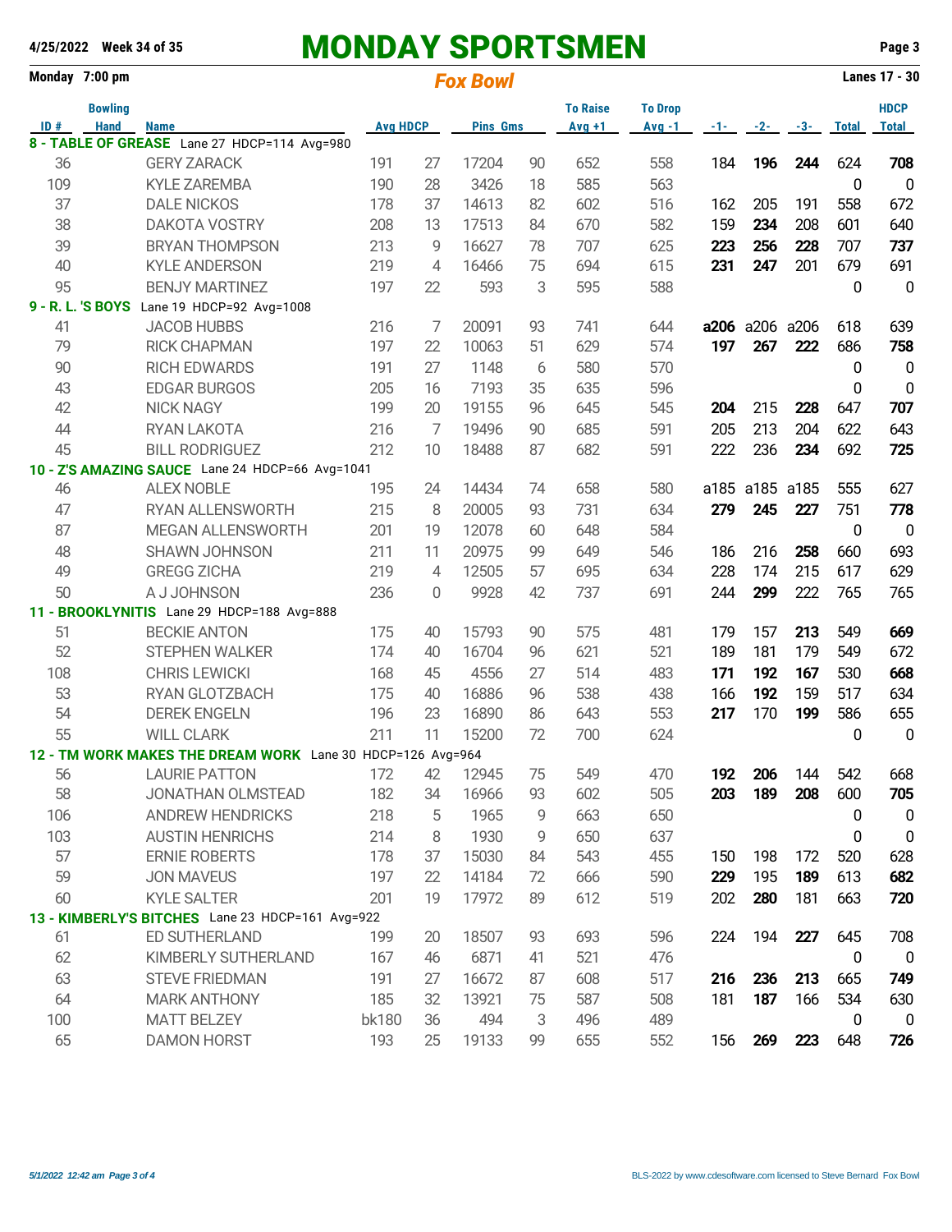# MONDAY SPORTSMEN

4/25/2022 Week 34 of 35

Monday 7:00 pm — *Fox Bowl* — Lanes 17 - 30

| ID # | Bowling Hand | Name | Avg | HDCP | Pins | Gms | To Raise Avg +1 | To Drop Avg -1 | -1- | -2- | -3- | Total | HDCP Total |
|---|---|---|---|---|---|---|---|---|---|---|---|---|---|
| **8 - TABLE OF GREASE** Lane 27 HDCP=114 Avg=980 | | | | | | | | | | | | | |
| 36 | | GERY ZARACK | 191 | 27 | 17204 | 90 | 652 | 558 | 184 | **196** | **244** | 624 | **708** |
| 109 | | KYLE ZAREMBA | 190 | 28 | 3426 | 18 | 585 | 563 | | | | 0 | 0 |
| 37 | | DALE NICKOS | 178 | 37 | 14613 | 82 | 602 | 516 | 162 | 205 | 191 | 558 | 672 |
| 38 | | DAKOTA VOSTRY | 208 | 13 | 17513 | 84 | 670 | 582 | 159 | **234** | 208 | 601 | 640 |
| 39 | | BRYAN THOMPSON | 213 | 9 | 16627 | 78 | 707 | 625 | **223** | **256** | **228** | 707 | **737** |
| 40 | | KYLE ANDERSON | 219 | 4 | 16466 | 75 | 694 | 615 | **231** | **247** | 201 | 679 | 691 |
| 95 | | BENJY MARTINEZ | 197 | 22 | 593 | 3 | 595 | 588 | | | | 0 | 0 |
| **9 - R. L. 'S BOYS** Lane 19 HDCP=92 Avg=1008 | | | | | | | | | | | | | |
| 41 | | JACOB HUBBS | 216 | 7 | 20091 | 93 | 741 | 644 | **a206** | a206 | a206 | 618 | 639 |
| 79 | | RICK CHAPMAN | 197 | 22 | 10063 | 51 | 629 | 574 | **197** | **267** | **222** | 686 | **758** |
| 90 | | RICH EDWARDS | 191 | 27 | 1148 | 6 | 580 | 570 | | | | 0 | 0 |
| 43 | | EDGAR BURGOS | 205 | 16 | 7193 | 35 | 635 | 596 | | | | 0 | 0 |
| 42 | | NICK NAGY | 199 | 20 | 19155 | 96 | 645 | 545 | **204** | 215 | **228** | 647 | **707** |
| 44 | | RYAN LAKOTA | 216 | 7 | 19496 | 90 | 685 | 591 | 205 | 213 | 204 | 622 | 643 |
| 45 | | BILL RODRIGUEZ | 212 | 10 | 18488 | 87 | 682 | 591 | 222 | 236 | **234** | 692 | **725** |
| **10 - Z'S AMAZING SAUCE** Lane 24 HDCP=66 Avg=1041 | | | | | | | | | | | | | |
| 46 | | ALEX NOBLE | 195 | 24 | 14434 | 74 | 658 | 580 | a185 | a185 | a185 | 555 | 627 |
| 47 | | RYAN ALLENSWORTH | 215 | 8 | 20005 | 93 | 731 | 634 | **279** | **245** | **227** | 751 | **778** |
| 87 | | MEGAN ALLENSWORTH | 201 | 19 | 12078 | 60 | 648 | 584 | | | | 0 | 0 |
| 48 | | SHAWN JOHNSON | 211 | 11 | 20975 | 99 | 649 | 546 | 186 | 216 | **258** | 660 | 693 |
| 49 | | GREGG ZICHA | 219 | 4 | 12505 | 57 | 695 | 634 | 228 | 174 | 215 | 617 | 629 |
| 50 | | A J JOHNSON | 236 | 0 | 9928 | 42 | 737 | 691 | 244 | **299** | 222 | 765 | 765 |
| **11 - BROOKLYNITIS** Lane 29 HDCP=188 Avg=888 | | | | | | | | | | | | | |
| 51 | | BECKIE ANTON | 175 | 40 | 15793 | 90 | 575 | 481 | 179 | 157 | **213** | 549 | **669** |
| 52 | | STEPHEN WALKER | 174 | 40 | 16704 | 96 | 621 | 521 | 189 | 181 | 179 | 549 | 672 |
| 108 | | CHRIS LEWICKI | 168 | 45 | 4556 | 27 | 514 | 483 | **171** | **192** | **167** | 530 | **668** |
| 53 | | RYAN GLOTZBACH | 175 | 40 | 16886 | 96 | 538 | 438 | 166 | **192** | 159 | 517 | 634 |
| 54 | | DEREK ENGELN | 196 | 23 | 16890 | 86 | 643 | 553 | **217** | 170 | **199** | 586 | 655 |
| 55 | | WILL CLARK | 211 | 11 | 15200 | 72 | 700 | 624 | | | | 0 | 0 |
| **12 - TM WORK MAKES THE DREAM WORK** Lane 30 HDCP=126 Avg=964 | | | | | | | | | | | | | |
| 56 | | LAURIE PATTON | 172 | 42 | 12945 | 75 | 549 | 470 | **192** | **206** | 144 | 542 | 668 |
| 58 | | JONATHAN OLMSTEAD | 182 | 34 | 16966 | 93 | 602 | 505 | **203** | **189** | **208** | 600 | **705** |
| 106 | | ANDREW HENDRICKS | 218 | 5 | 1965 | 9 | 663 | 650 | | | | 0 | 0 |
| 103 | | AUSTIN HENRICHS | 214 | 8 | 1930 | 9 | 650 | 637 | | | | 0 | 0 |
| 57 | | ERNIE ROBERTS | 178 | 37 | 15030 | 84 | 543 | 455 | 150 | 198 | 172 | 520 | 628 |
| 59 | | JON MAVEUS | 197 | 22 | 14184 | 72 | 666 | 590 | **229** | 195 | **189** | 613 | **682** |
| 60 | | KYLE SALTER | 201 | 19 | 17972 | 89 | 612 | 519 | 202 | **280** | 181 | 663 | **720** |
| **13 - KIMBERLY'S BITCHES** Lane 23 HDCP=161 Avg=922 | | | | | | | | | | | | | |
| 61 | | ED SUTHERLAND | 199 | 20 | 18507 | 93 | 693 | 596 | 224 | 194 | **227** | 645 | 708 |
| 62 | | KIMBERLY SUTHERLAND | 167 | 46 | 6871 | 41 | 521 | 476 | | | | 0 | 0 |
| 63 | | STEVE FRIEDMAN | 191 | 27 | 16672 | 87 | 608 | 517 | **216** | **236** | **213** | 665 | **749** |
| 64 | | MARK ANTHONY | 185 | 32 | 13921 | 75 | 587 | 508 | 181 | **187** | 166 | 534 | 630 |
| 100 | | MATT BELZEY | bk180 | 36 | 494 | 3 | 496 | 489 | | | | 0 | 0 |
| 65 | | DAMON HORST | 193 | 25 | 19133 | 99 | 655 | 552 | 156 | **269** | **223** | 648 | **726** |

*5/1/2022 12:42 am*

BLS-2022 by www.cdesoftware.com licensed to Steve Bernard Fox Bowl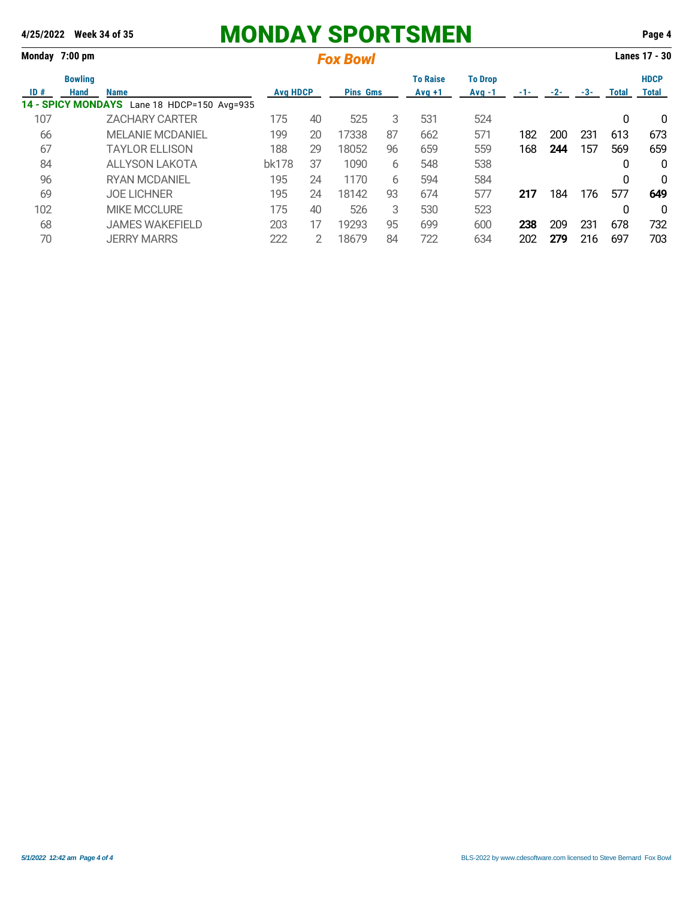# MONDAY SPORTSMEN

4/25/2022 Week 34 of 35

Monday 7:00 pm

*Fox Bowl*

Lanes 17 - 30

| ID # | Bowling Hand | Name | Avg | HDCP | Pins | Gms | To Raise Avg +1 | To Drop Avg -1 | -1- | -2- | -3- | Total | HDCP Total |
|---|---|---|---|---|---|---|---|---|---|---|---|---|---|
| **14 - SPICY MONDAYS** | | Lane 18 HDCP=150 Avg=935 | | | | | | | | | | | |
| 107 | | ZACHARY CARTER | 175 | 40 | 525 | 3 | 531 | 524 | | | | 0 | 0 |
| 66 | | MELANIE MCDANIEL | 199 | 20 | 17338 | 87 | 662 | 571 | 182 | 200 | 231 | 613 | 673 |
| 67 | | TAYLOR ELLISON | 188 | 29 | 18052 | 96 | 659 | 559 | 168 | **244** | 157 | 569 | 659 |
| 84 | | ALLYSON LAKOTA | bk178 | 37 | 1090 | 6 | 548 | 538 | | | | 0 | 0 |
| 96 | | RYAN MCDANIEL | 195 | 24 | 1170 | 6 | 594 | 584 | | | | 0 | 0 |
| 69 | | JOE LICHNER | 195 | 24 | 18142 | 93 | 674 | 577 | **217** | 184 | 176 | 577 | **649** |
| 102 | | MIKE MCCLURE | 175 | 40 | 526 | 3 | 530 | 523 | | | | 0 | 0 |
| 68 | | JAMES WAKEFIELD | 203 | 17 | 19293 | 95 | 699 | 600 | **238** | 209 | 231 | 678 | 732 |
| 70 | | JERRY MARRS | 222 | 2 | 18679 | 84 | 722 | 634 | 202 | **279** | 216 | 697 | 703 |

*5/1/2022 12:42 am*

BLS-2022 by www.cdesoftware.com licensed to Steve Bernard Fox Bowl